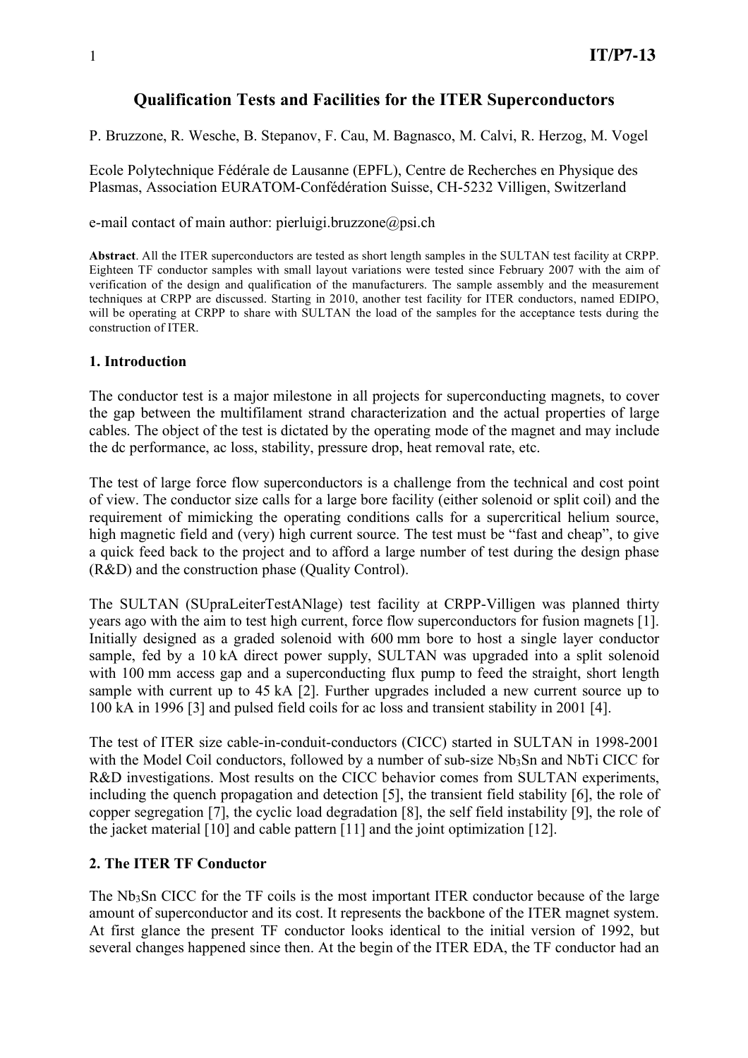# Qualification Tests and Facilities for the ITER Superconductors

P. Bruzzone, R. Wesche, B. Stepanov, F. Cau, M. Bagnasco, M. Calvi, R. Herzog, M. Vogel

Ecole Polytechnique Fédérale de Lausanne (EPFL), Centre de Recherches en Physique des Plasmas, Association EURATOM-Confédération Suisse, CH-5232 Villigen, Switzerland

e-mail contact of main author: pierluigi.bruzzone@psi.ch

**Abstract**. All the ITER superconductors are tested as short length samples in the SULTAN test facility at CRPP. Eighteen TF conductor samples with small layout variations were tested since February 2007 with the aim of verification of the design and qualification of the manufacturers. The sample assembly and the measurement techniques at CRPP are discussed. Starting in 2010, another test facility for ITER conductors, named EDIPO, will be operating at CRPP to share with SULTAN the load of the samples for the acceptance tests during the construction of ITER.

## 1. Introduction

The conductor test is a major milestone in all projects for superconducting magnets, to cover the gap between the multifilament strand characterization and the actual properties of large cables. The object of the test is dictated by the operating mode of the magnet and may include the dc performance, ac loss, stability, pressure drop, heat removal rate, etc.

The test of large force flow superconductors is a challenge from the technical and cost point of view. The conductor size calls for a large bore facility (either solenoid or split coil) and the requirement of mimicking the operating conditions calls for a supercritical helium source, high magnetic field and (very) high current source. The test must be "fast and cheap", to give a quick feed back to the project and to afford a large number of test during the design phase (R&D) and the construction phase (Quality Control).

The SULTAN (SUpraLeiterTestANlage) test facility at CRPP-Villigen was planned thirty years ago with the aim to test high current, force flow superconductors for fusion magnets [1]. Initially designed as a graded solenoid with 600 mm bore to host a single layer conductor sample, fed by a 10 kA direct power supply, SULTAN was upgraded into a split solenoid with 100 mm access gap and a superconducting flux pump to feed the straight, short length sample with current up to 45 kA [2]. Further upgrades included a new current source up to 100 kA in 1996 [3] and pulsed field coils for ac loss and transient stability in 2001 [4].

The test of ITER size cable-in-conduit-conductors (CICC) started in SULTAN in 1998-2001 with the Model Coil conductors, followed by a number of sub-size $Nb_3Sn$ and NbTi CICC for R&D investigations. Most results on the CICC behavior comes from SULTAN experiments, including the quench propagation and detection [5], the transient field stability [6], the role of copper segregation [7], the cyclic load degradation [8], the self field instability [9], the role of the jacket material [10] and cable pattern [11] and the joint optimization [12].

## 2. The ITER TF Conductor

The $Nb_3Sn$ CICC for the TF coils is the most important ITER conductor because of the large amount of superconductor and its cost. It represents the backbone of the ITER magnet system. At first glance the present TF conductor looks identical to the initial version of 1992, but several changes happened since then. At the begin of the ITER EDA, the TF conductor had an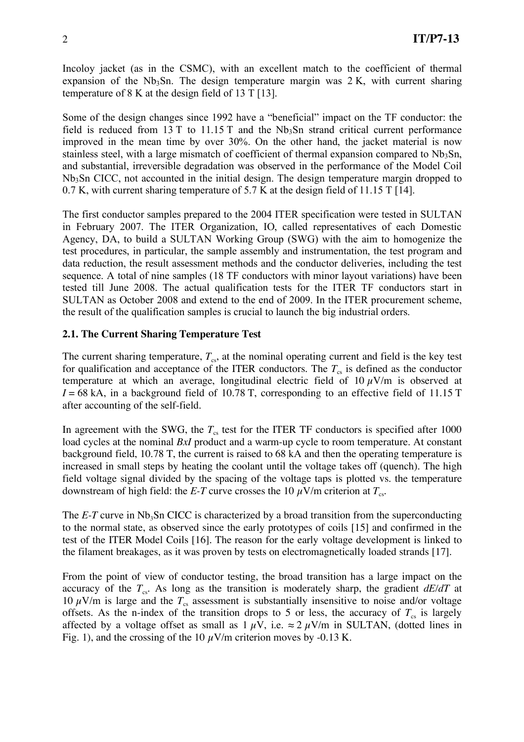Incoloy jacket (as in the CSMC), with an excellent match to the coefficient of thermal expansion of the $Nb_3Sn$. The design temperature margin was 2 K, with current sharing temperature of 8 K at the design field of 13 T [13].

Some of the design changes since 1992 have a "beneficial" impact on the TF conductor: the field is reduced from 13 T to 11.15 T and the $Nb_3Sn$ strand critical current performance improved in the mean time by over 30%. On the other hand, the jacket material is now stainless steel, with a large mismatch of coefficient of thermal expansion compared to $Nb_3Sn$, and substantial, irreversible degradation was observed in the performance of the Model Coil $Nb_3Sn$ CICC, not accounted in the initial design. The design temperature margin dropped to 0.7 K, with current sharing temperature of 5.7 K at the design field of 11.15 T [14].

The first conductor samples prepared to the 2004 ITER specification were tested in SULTAN in February 2007. The ITER Organization, IO, called representatives of each Domestic Agency, DA, to build a SULTAN Working Group (SWG) with the aim to homogenize the test procedures, in particular, the sample assembly and instrumentation, the test program and data reduction, the result assessment methods and the conductor deliveries, including the test sequence. A total of nine samples (18 TF conductors with minor layout variations) have been tested till June 2008. The actual qualification tests for the ITER TF conductors start in SULTAN as October 2008 and extend to the end of 2009. In the ITER procurement scheme, the result of the qualification samples is crucial to launch the big industrial orders.

### 2.1. The Current Sharing Temperature Test

The current sharing temperature, $T_{cs}$, at the nominal operating current and field is the key test for qualification and acceptance of the ITER conductors. The $T_{cs}$ is defined as the conductor temperature at which an average, longitudinal electric field of 10 $\mu$V/m is observed at $I = 68$ kA, in a background field of 10.78 T, corresponding to an effective field of 11.15 T after accounting of the self-field.

In agreement with the SWG, the $T_{cs}$ test for the ITER TF conductors is specified after 1000 load cycles at the nominal $BxI$ product and a warm-up cycle to room temperature. At constant background field, 10.78 T, the current is raised to 68 kA and then the operating temperature is increased in small steps by heating the coolant until the voltage takes off (quench). The high field voltage signal divided by the spacing of the voltage taps is plotted vs. the temperature downstream of high field: the $E$-$T$ curve crosses the 10 $\mu$V/m criterion at $T_{cs}$.

The $E$-$T$ curve in $Nb_3Sn$ CICC is characterized by a broad transition from the superconducting to the normal state, as observed since the early prototypes of coils [15] and confirmed in the test of the ITER Model Coils [16]. The reason for the early voltage development is linked to the filament breakages, as it was proven by tests on electromagnetically loaded strands [17].

From the point of view of conductor testing, the broad transition has a large impact on the accuracy of the $T_{cs}$. As long as the transition is moderately sharp, the gradient $dE/dT$ at 10 $\mu$V/m is large and the $T_{cs}$ assessment is substantially insensitive to noise and/or voltage offsets. As the n-index of the transition drops to 5 or less, the accuracy of $T_{cs}$ is largely affected by a voltage offset as small as 1 $\mu$V, i.e. $\approx 2$ $\mu$V/m in SULTAN, (dotted lines in Fig. 1), and the crossing of the 10 $\mu$V/m criterion moves by -0.13 K.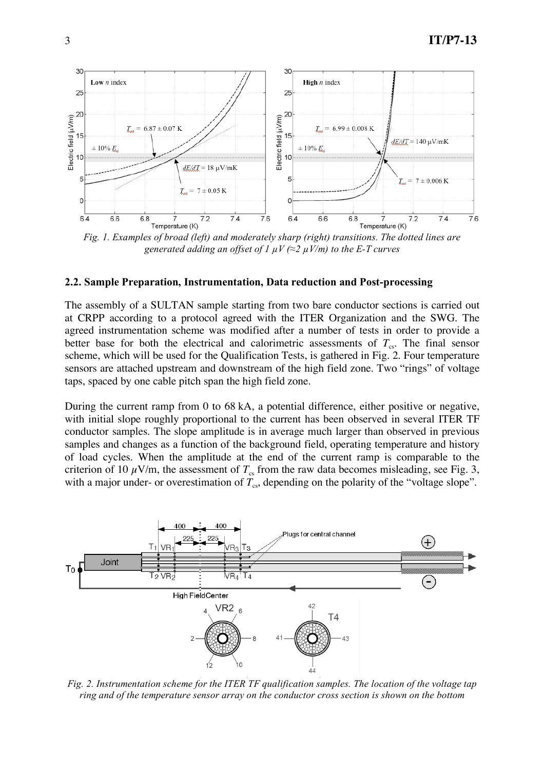*Fig. 1. Examples of broad (left) and moderately sharp (right) transitions. The dotted lines are generated adding an offset of 1 μV (≈2 μV/m) to the E-T curves*

### 2.2. Sample Preparation, Instrumentation, Data reduction and Post-processing

The assembly of a SULTAN sample starting from two bare conductor sections is carried out at CRPP according to a protocol agreed with the ITER Organization and the SWG. The agreed instrumentation scheme was modified after a number of tests in order to provide a better base for both the electrical and calorimetric assessments of $T_{cs}$. The final sensor scheme, which will be used for the Qualification Tests, is gathered in Fig. 2. Four temperature sensors are attached upstream and downstream of the high field zone. Two "rings" of voltage taps, spaced by one cable pitch span the high field zone.

During the current ramp from 0 to 68 kA, a potential difference, either positive or negative, with initial slope roughly proportional to the current has been observed in several ITER TF conductor samples. The slope amplitude is in average much larger than observed in previous samples and changes as a function of the background field, operating temperature and history of load cycles. When the amplitude at the end of the current ramp is comparable to the criterion of 10 $\mu$V/m, the assessment of $T_{cs}$ from the raw data becomes misleading, see Fig. 3, with a major under- or overestimation of $T_{cs}$, depending on the polarity of the "voltage slope".

*Fig. 2. Instrumentation scheme for the ITER TF qualification samples. The location of the voltage tap ring and of the temperature sensor array on the conductor cross section is shown on the bottom*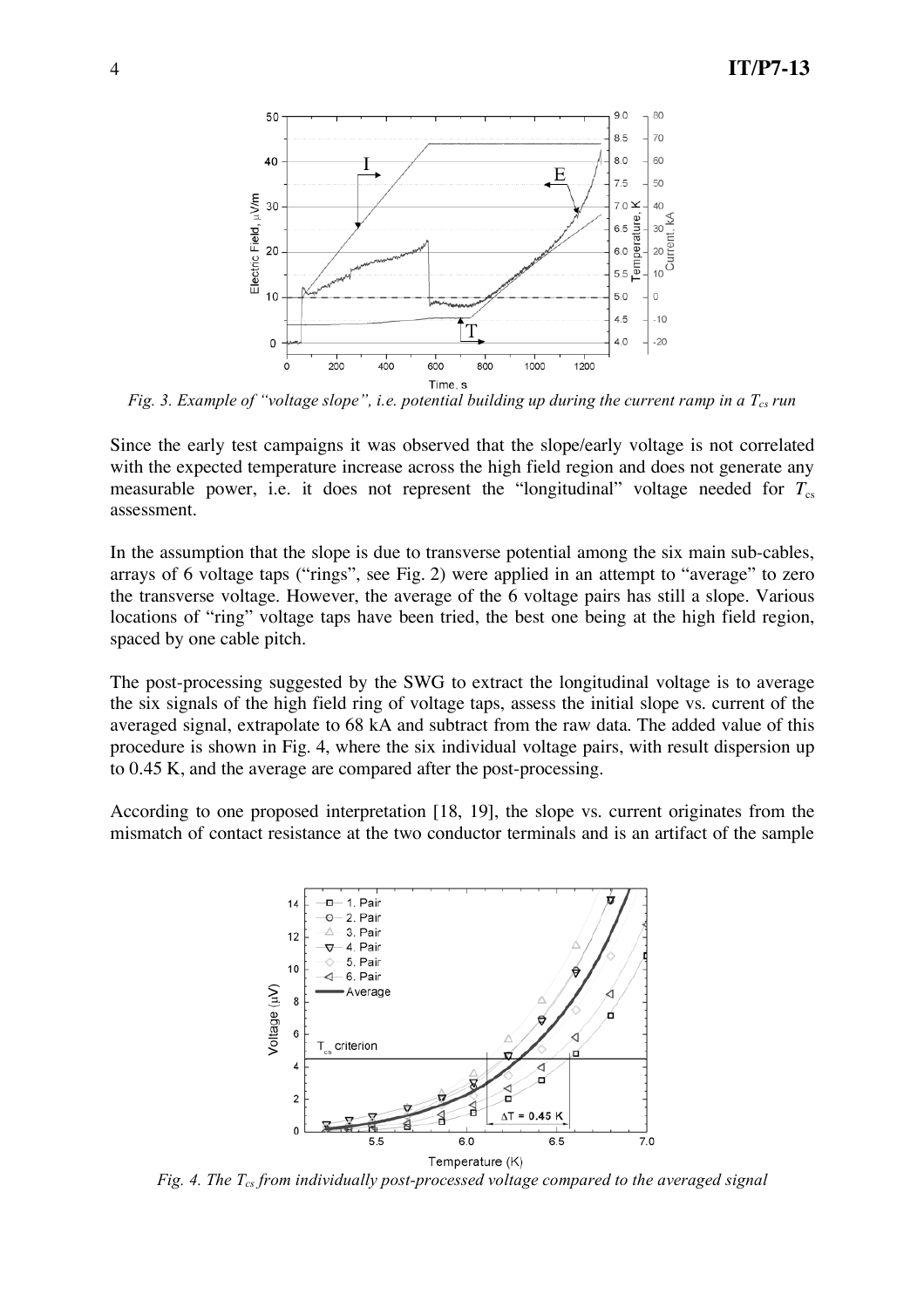*Fig. 3. Example of "voltage slope", i.e. potential building up during the current ramp in a $T_{cs}$ run*

Since the early test campaigns it was observed that the slope/early voltage is not correlated with the expected temperature increase across the high field region and does not generate any measurable power, i.e. it does not represent the "longitudinal" voltage needed for $T_{cs}$ assessment.

In the assumption that the slope is due to transverse potential among the six main sub-cables, arrays of 6 voltage taps ("rings", see Fig. 2) were applied in an attempt to "average" to zero the transverse voltage. However, the average of the 6 voltage pairs has still a slope. Various locations of "ring" voltage taps have been tried, the best one being at the high field region, spaced by one cable pitch.

The post-processing suggested by the SWG to extract the longitudinal voltage is to average the six signals of the high field ring of voltage taps, assess the initial slope vs. current of the averaged signal, extrapolate to 68 kA and subtract from the raw data. The added value of this procedure is shown in Fig. 4, where the six individual voltage pairs, with result dispersion up to 0.45 K, and the average are compared after the post-processing.

According to one proposed interpretation [18, 19], the slope vs. current originates from the mismatch of contact resistance at the two conductor terminals and is an artifact of the sample

*Fig. 4. The $T_{cs}$ from individually post-processed voltage compared to the averaged signal*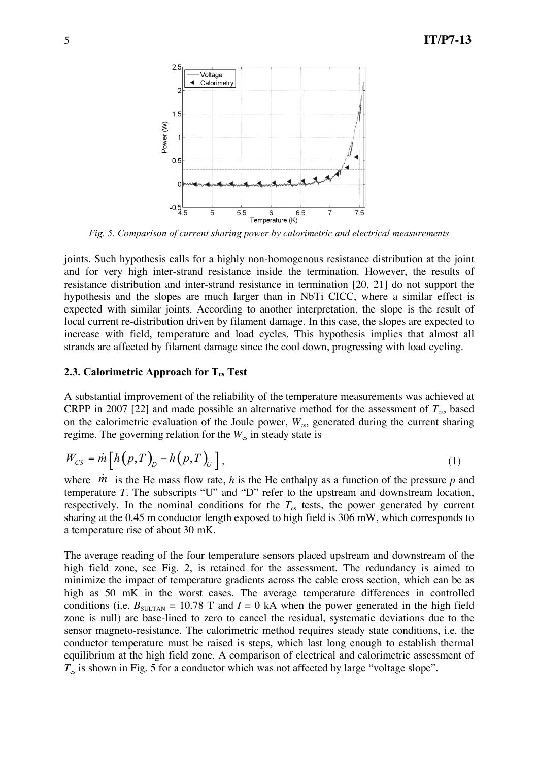*Fig. 5. Comparison of current sharing power by calorimetric and electrical measurements*

joints. Such hypothesis calls for a highly non-homogenous resistance distribution at the joint and for very high inter-strand resistance inside the termination. However, the results of resistance distribution and inter-strand resistance in termination [20, 21] do not support the hypothesis and the slopes are much larger than in NbTi CICC, where a similar effect is expected with similar joints. According to another interpretation, the slope is the result of local current re-distribution driven by filament damage. In this case, the slopes are expected to increase with field, temperature and load cycles. This hypothesis implies that almost all strands are affected by filament damage since the cool down, progressing with load cycling.

### 2.3. Calorimetric Approach for $T_{cs}$ Test

A substantial improvement of the reliability of the temperature measurements was achieved at CRPP in 2007 [22] and made possible an alternative method for the assessment of $T_{cs}$, based on the calorimetric evaluation of the Joule power, $W_{cs}$, generated during the current sharing regime. The governing relation for the $W_{cs}$ in steady state is

$$W_{CS} = \dot{m}\left[h\left(p,T\right)_D - h\left(p,T\right)_U\right], \tag{1}$$

where $\dot{m}$ is the He mass flow rate, $h$ is the He enthalpy as a function of the pressure $p$ and temperature $T$. The subscripts "U" and "D" refer to the upstream and downstream location, respectively. In the nominal conditions for the $T_{cs}$ tests, the power generated by current sharing at the 0.45 m conductor length exposed to high field is 306 mW, which corresponds to a temperature rise of about 30 mK.

The average reading of the four temperature sensors placed upstream and downstream of the high field zone, see Fig. 2, is retained for the assessment. The redundancy is aimed to minimize the impact of temperature gradients across the cable cross section, which can be as high as 50 mK in the worst cases. The average temperature differences in controlled conditions (i.e. $B_{SULTAN}$ = 10.78 T and $I$ = 0 kA when the power generated in the high field zone is null) are base-lined to zero to cancel the residual, systematic deviations due to the sensor magneto-resistance. The calorimetric method requires steady state conditions, i.e. the conductor temperature must be raised is steps, which last long enough to establish thermal equilibrium at the high field zone. A comparison of electrical and calorimetric assessment of $T_{cs}$ is shown in Fig. 5 for a conductor which was not affected by large "voltage slope".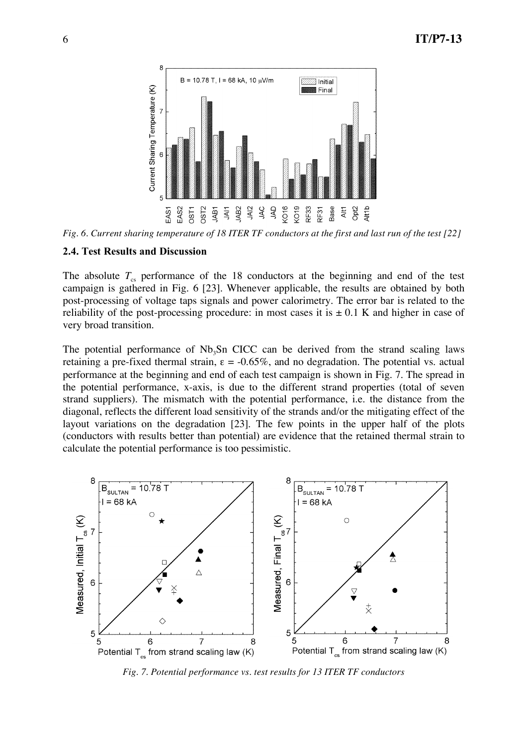*Fig. 6. Current sharing temperature of 18 ITER TF conductors at the first and last run of the test [22]*

### 2.4. Test Results and Discussion

The absolute $T_{cs}$ performance of the 18 conductors at the beginning and end of the test campaign is gathered in Fig. 6 [23]. Whenever applicable, the results are obtained by both post-processing of voltage taps signals and power calorimetry. The error bar is related to the reliability of the post-processing procedure: in most cases it is ± 0.1 K and higher in case of very broad transition.

The potential performance of $Nb_3Sn$ CICC can be derived from the strand scaling laws retaining a pre-fixed thermal strain, $\varepsilon = -0.65\%$, and no degradation. The potential vs. actual performance at the beginning and end of each test campaign is shown in Fig. 7. The spread in the potential performance, x-axis, is due to the different strand properties (total of seven strand suppliers). The mismatch with the potential performance, i.e. the distance from the diagonal, reflects the different load sensitivity of the strands and/or the mitigating effect of the layout variations on the degradation [23]. The few points in the upper half of the plots (conductors with results better than potential) are evidence that the retained thermal strain to calculate the potential performance is too pessimistic.

*Fig. 7. Potential performance vs. test results for 13 ITER TF conductors*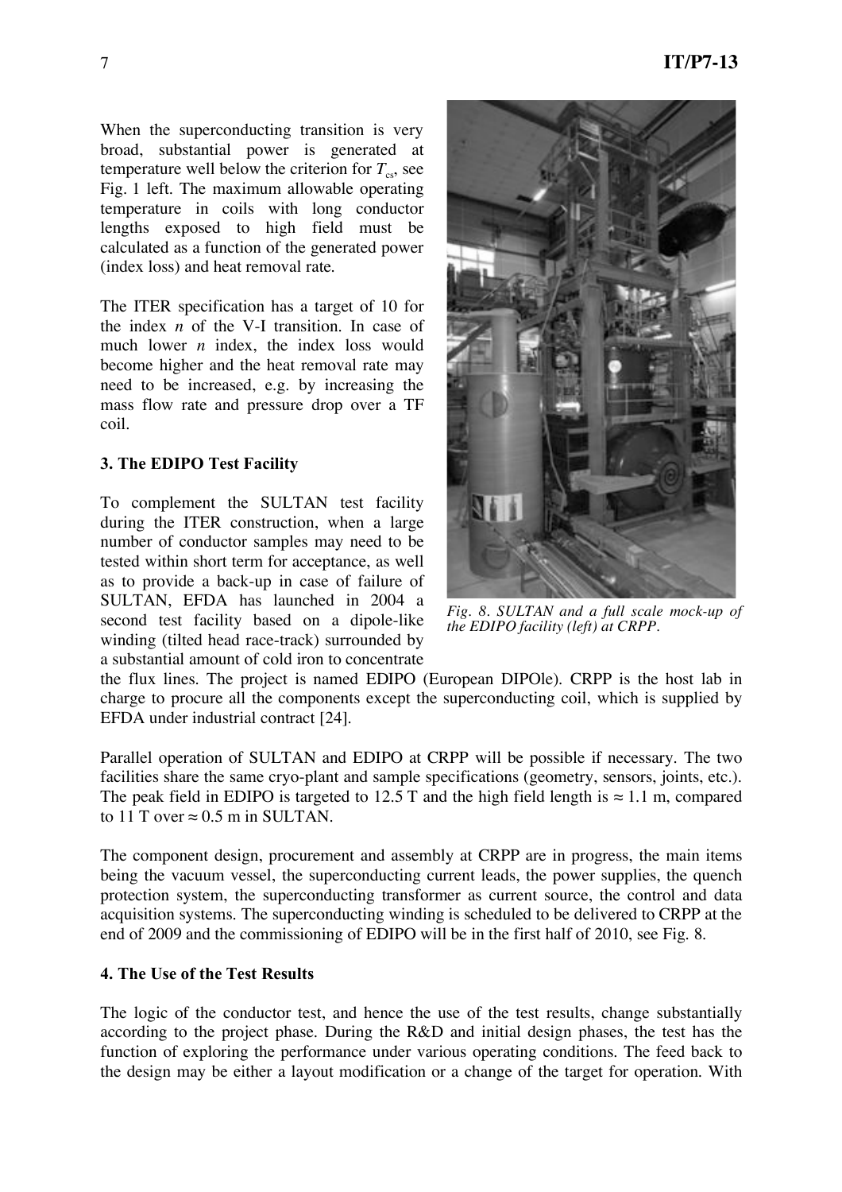When the superconducting transition is very broad, substantial power is generated at temperature well below the criterion for $T_{cs}$, see Fig. 1 left. The maximum allowable operating temperature in coils with long conductor lengths exposed to high field must be calculated as a function of the generated power (index loss) and heat removal rate.

The ITER specification has a target of 10 for the index $n$ of the V-I transition. In case of much lower $n$ index, the index loss would become higher and the heat removal rate may need to be increased, e.g. by increasing the mass flow rate and pressure drop over a TF coil.

### 3. The EDIPO Test Facility

To complement the SULTAN test facility during the ITER construction, when a large number of conductor samples may need to be tested within short term for acceptance, as well as to provide a back-up in case of failure of SULTAN, EFDA has launched in 2004 a second test facility based on a dipole-like winding (tilted head race-track) surrounded by a substantial amount of cold iron to concentrate the flux lines. The project is named EDIPO (European DIPOle). CRPP is the host lab in charge to procure all the components except the superconducting coil, which is supplied by EFDA under industrial contract [24].

*Fig. 8. SULTAN and a full scale mock-up of the EDIPO facility (left) at CRPP.*

Parallel operation of SULTAN and EDIPO at CRPP will be possible if necessary. The two facilities share the same cryo-plant and sample specifications (geometry, sensors, joints, etc.). The peak field in EDIPO is targeted to 12.5 T and the high field length is ≈ 1.1 m, compared to 11 T over ≈ 0.5 m in SULTAN.

The component design, procurement and assembly at CRPP are in progress, the main items being the vacuum vessel, the superconducting current leads, the power supplies, the quench protection system, the superconducting transformer as current source, the control and data acquisition systems. The superconducting winding is scheduled to be delivered to CRPP at the end of 2009 and the commissioning of EDIPO will be in the first half of 2010, see Fig. 8.

### 4. The Use of the Test Results

The logic of the conductor test, and hence the use of the test results, change substantially according to the project phase. During the R&D and initial design phases, the test has the function of exploring the performance under various operating conditions. The feed back to the design may be either a layout modification or a change of the target for operation. With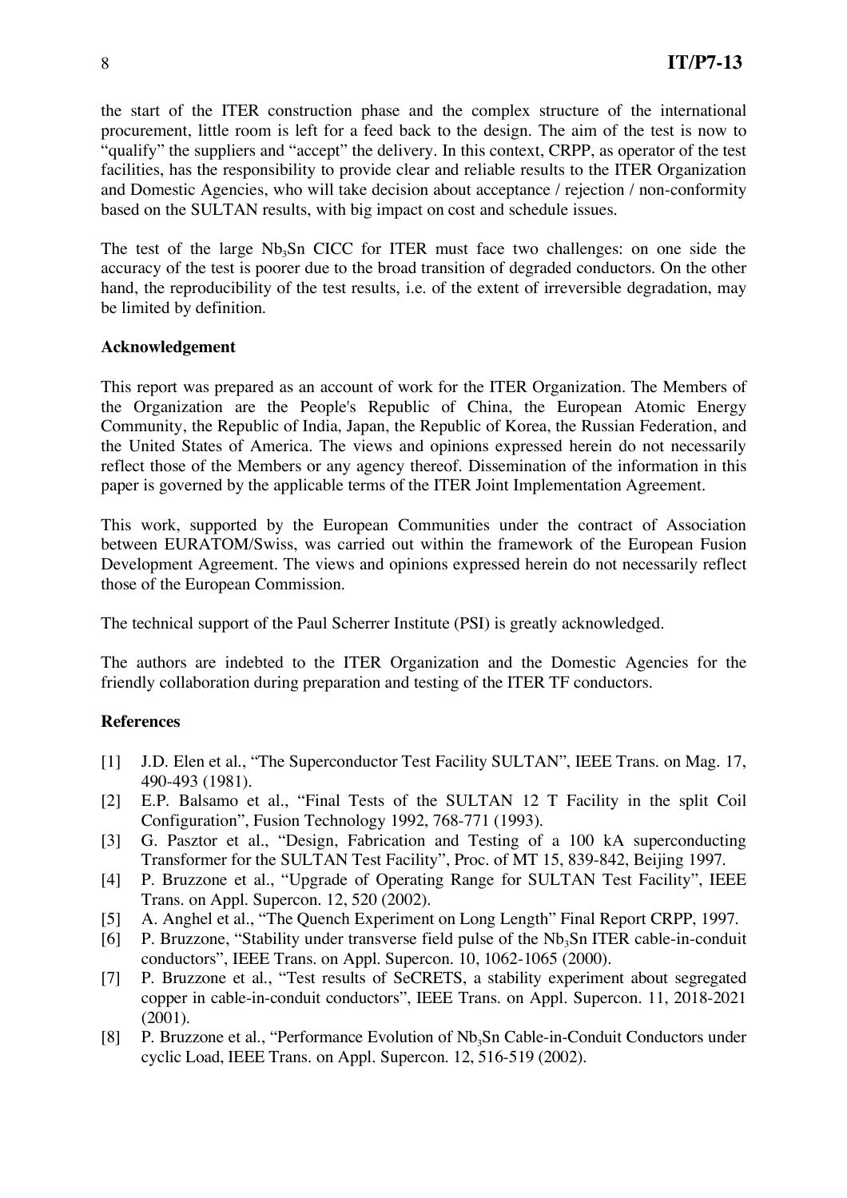the start of the ITER construction phase and the complex structure of the international procurement, little room is left for a feed back to the design. The aim of the test is now to "qualify" the suppliers and "accept" the delivery. In this context, CRPP, as operator of the test facilities, has the responsibility to provide clear and reliable results to the ITER Organization and Domestic Agencies, who will take decision about acceptance / rejection / non-conformity based on the SULTAN results, with big impact on cost and schedule issues.

The test of the large $Nb_3Sn$ CICC for ITER must face two challenges: on one side the accuracy of the test is poorer due to the broad transition of degraded conductors. On the other hand, the reproducibility of the test results, i.e. of the extent of irreversible degradation, may be limited by definition.

**Acknowledgement**

This report was prepared as an account of work for the ITER Organization. The Members of the Organization are the People's Republic of China, the European Atomic Energy Community, the Republic of India, Japan, the Republic of Korea, the Russian Federation, and the United States of America. The views and opinions expressed herein do not necessarily reflect those of the Members or any agency thereof. Dissemination of the information in this paper is governed by the applicable terms of the ITER Joint Implementation Agreement.

This work, supported by the European Communities under the contract of Association between EURATOM/Swiss, was carried out within the framework of the European Fusion Development Agreement. The views and opinions expressed herein do not necessarily reflect those of the European Commission.

The technical support of the Paul Scherrer Institute (PSI) is greatly acknowledged.

The authors are indebted to the ITER Organization and the Domestic Agencies for the friendly collaboration during preparation and testing of the ITER TF conductors.

**References**

[1] J.D. Elen et al., "The Superconductor Test Facility SULTAN", IEEE Trans. on Mag. 17, 490-493 (1981).

[2] E.P. Balsamo et al., "Final Tests of the SULTAN 12 T Facility in the split Coil Configuration", Fusion Technology 1992, 768-771 (1993).

[3] G. Pasztor et al., "Design, Fabrication and Testing of a 100 kA superconducting Transformer for the SULTAN Test Facility", Proc. of MT 15, 839-842, Beijing 1997.

[4] P. Bruzzone et al., "Upgrade of Operating Range for SULTAN Test Facility", IEEE Trans. on Appl. Supercon. 12, 520 (2002).

[5] A. Anghel et al., "The Quench Experiment on Long Length" Final Report CRPP, 1997.

[6] P. Bruzzone, "Stability under transverse field pulse of the $Nb_3Sn$ ITER cable-in-conduit conductors", IEEE Trans. on Appl. Supercon. 10, 1062-1065 (2000).

[7] P. Bruzzone et al., "Test results of SeCRETS, a stability experiment about segregated copper in cable-in-conduit conductors", IEEE Trans. on Appl. Supercon. 11, 2018-2021 (2001).

[8] P. Bruzzone et al., "Performance Evolution of $Nb_3Sn$ Cable-in-Conduit Conductors under cyclic Load, IEEE Trans. on Appl. Supercon. 12, 516-519 (2002).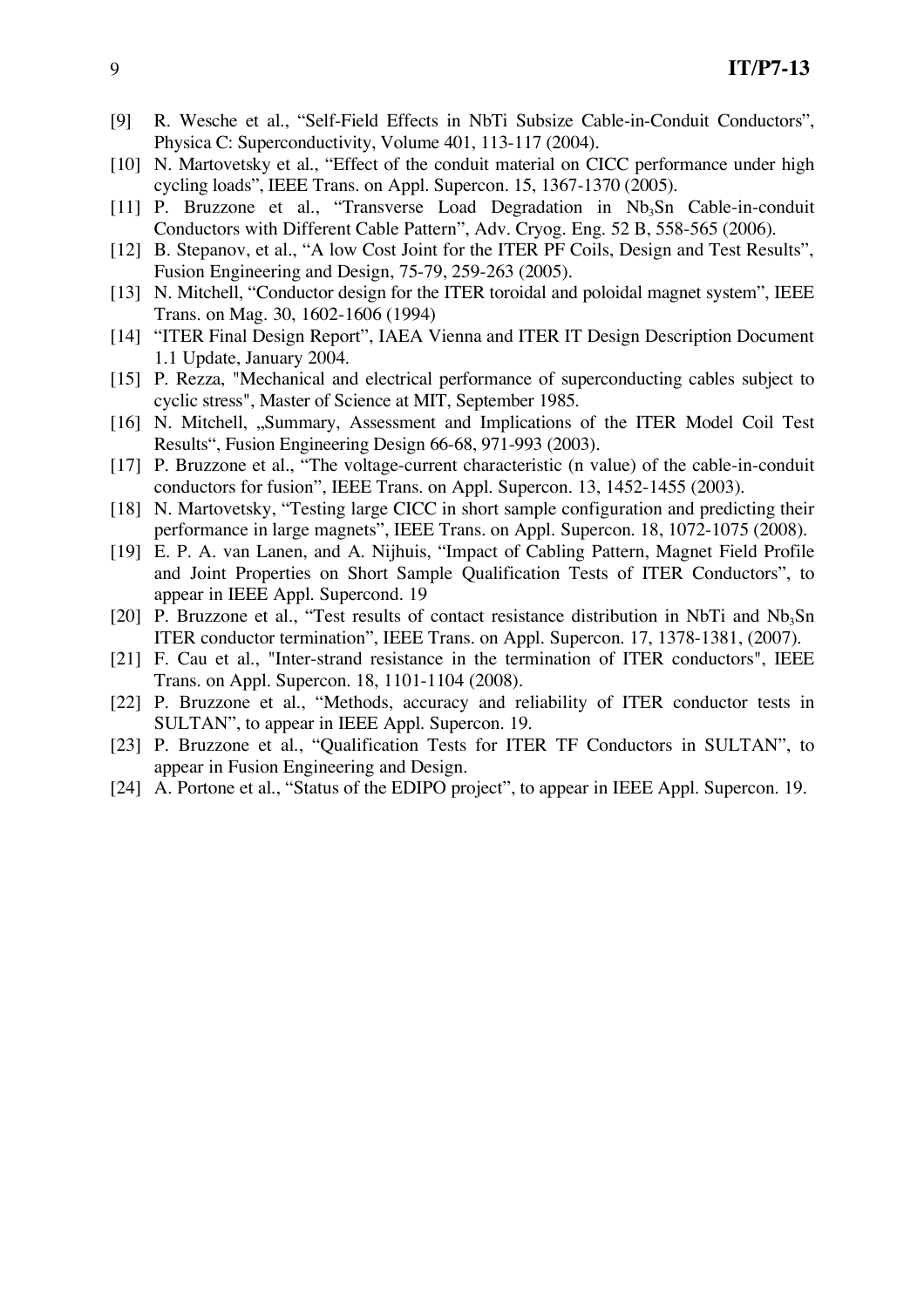[9] R. Wesche et al., "Self-Field Effects in NbTi Subsize Cable-in-Conduit Conductors", Physica C: Superconductivity, Volume 401, 113-117 (2004).

[10] N. Martovetsky et al., "Effect of the conduit material on CICC performance under high cycling loads", IEEE Trans. on Appl. Supercon. 15, 1367-1370 (2005).

[11] P. Bruzzone et al., "Transverse Load Degradation in $Nb_3Sn$ Cable-in-conduit Conductors with Different Cable Pattern", Adv. Cryog. Eng. 52 B, 558-565 (2006).

[12] B. Stepanov, et al., "A low Cost Joint for the ITER PF Coils, Design and Test Results", Fusion Engineering and Design, 75-79, 259-263 (2005).

[13] N. Mitchell, "Conductor design for the ITER toroidal and poloidal magnet system", IEEE Trans. on Mag. 30, 1602-1606 (1994)

[14] "ITER Final Design Report", IAEA Vienna and ITER IT Design Description Document 1.1 Update, January 2004.

[15] P. Rezza, "Mechanical and electrical performance of superconducting cables subject to cyclic stress", Master of Science at MIT, September 1985.

[16] N. Mitchell, „Summary, Assessment and Implications of the ITER Model Coil Test Results", Fusion Engineering Design 66-68, 971-993 (2003).

[17] P. Bruzzone et al., "The voltage-current characteristic (n value) of the cable-in-conduit conductors for fusion", IEEE Trans. on Appl. Supercon. 13, 1452-1455 (2003).

[18] N. Martovetsky, "Testing large CICC in short sample configuration and predicting their performance in large magnets", IEEE Trans. on Appl. Supercon. 18, 1072-1075 (2008).

[19] E. P. A. van Lanen, and A. Nijhuis, "Impact of Cabling Pattern, Magnet Field Profile and Joint Properties on Short Sample Qualification Tests of ITER Conductors", to appear in IEEE Appl. Supercond. 19

[20] P. Bruzzone et al., "Test results of contact resistance distribution in NbTi and $Nb_3Sn$ ITER conductor termination", IEEE Trans. on Appl. Supercon. 17, 1378-1381, (2007).

[21] F. Cau et al., "Inter-strand resistance in the termination of ITER conductors", IEEE Trans. on Appl. Supercon. 18, 1101-1104 (2008).

[22] P. Bruzzone et al., "Methods, accuracy and reliability of ITER conductor tests in SULTAN", to appear in IEEE Appl. Supercon. 19.

[23] P. Bruzzone et al., "Qualification Tests for ITER TF Conductors in SULTAN", to appear in Fusion Engineering and Design.

[24] A. Portone et al., "Status of the EDIPO project", to appear in IEEE Appl. Supercon. 19.